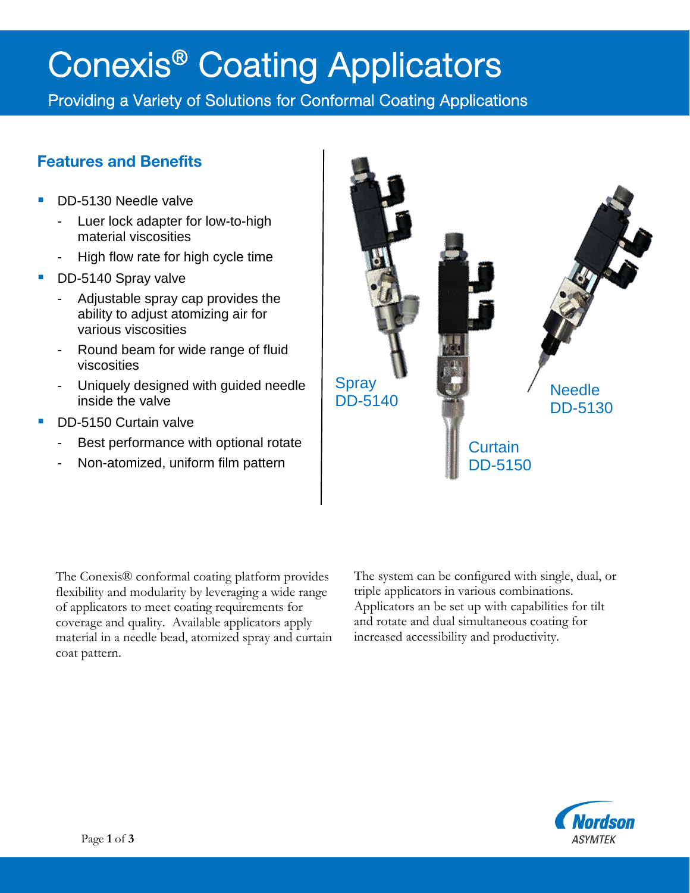# Conexis® Coating Applicators

Providing a Variety of Solutions for Conformal Coating Applications

## Features and Benefits

- DD-5130 Needle valve
  - Luer lock adapter for low-to-high material viscosities
  - High flow rate for high cycle time
- DD-5140 Spray valve
  - Adjustable spray cap provides the ability to adjust atomizing air for various viscosities
  - Round beam for wide range of fluid viscosities
  - Uniquely designed with guided needle inside the valve
- DD-5150 Curtain valve
  - Best performance with optional rotate
  - Non-atomized, uniform film pattern

Spray DD-5140

Curtain DD-5150

Needle DD-5130

The Conexis® conformal coating platform provides flexibility and modularity by leveraging a wide range of applicators to meet coating requirements for coverage and quality. Available applicators apply material in a needle bead, atomized spray and curtain coat pattern.

The system can be configured with single, dual, or triple applicators in various combinations. Applicators an be set up with capabilities for tilt and rotate and dual simultaneous coating for increased accessibility and productivity.

Nordson ASYMTEK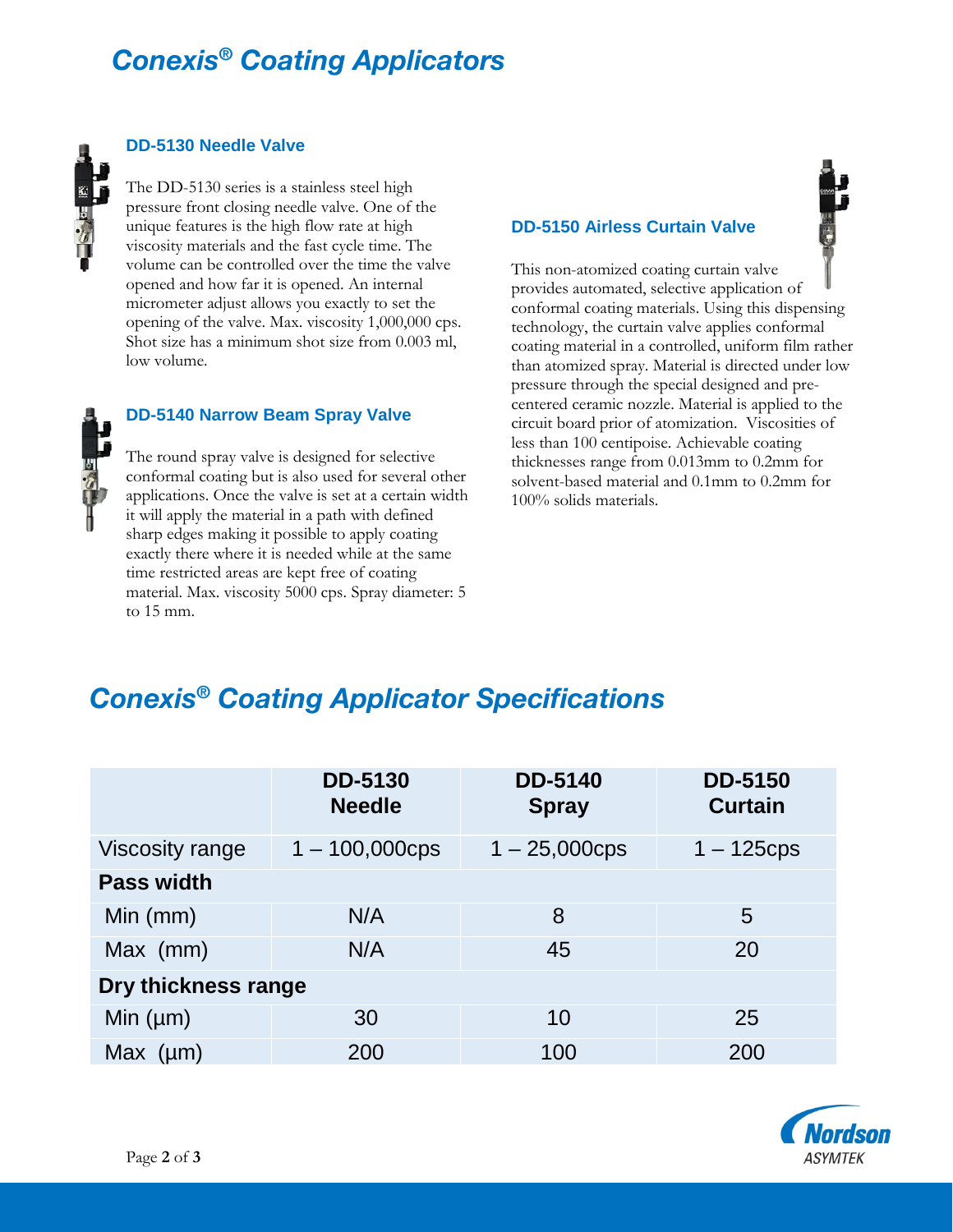# *Conexis® Coating Applicators*

### DD-5130 Needle Valve

The DD-5130 series is a stainless steel high pressure front closing needle valve. One of the unique features is the high flow rate at high viscosity materials and the fast cycle time. The volume can be controlled over the time the valve opened and how far it is opened. An internal micrometer adjust allows you exactly to set the opening of the valve. Max. viscosity 1,000,000 cps. Shot size has a minimum shot size from 0.003 ml, low volume.

### DD-5140 Narrow Beam Spray Valve

The round spray valve is designed for selective conformal coating but is also used for several other applications. Once the valve is set at a certain width it will apply the material in a path with defined sharp edges making it possible to apply coating exactly there where it is needed while at the same time restricted areas are kept free of coating material. Max. viscosity 5000 cps. Spray diameter: 5 to 15 mm.

### DD-5150 Airless Curtain Valve

This non-atomized coating curtain valve provides automated, selective application of conformal coating materials. Using this dispensing technology, the curtain valve applies conformal coating material in a controlled, uniform film rather than atomized spray. Material is directed under low pressure through the special designed and pre-centered ceramic nozzle. Material is applied to the circuit board prior of atomization. Viscosities of less than 100 centipoise. Achievable coating thicknesses range from 0.013mm to 0.2mm for solvent-based material and 0.1mm to 0.2mm for 100% solids materials.

# *Conexis® Coating Applicator Specifications*

| | DD-5130 Needle | DD-5140 Spray | DD-5150 Curtain |
|---|---|---|---|
| Viscosity range | 1 – 100,000cps | 1 – 25,000cps | 1 – 125cps |
| **Pass width** | | | |
| Min (mm) | N/A | 8 | 5 |
| Max (mm) | N/A | 45 | 20 |
| **Dry thickness range** | | | |
| Min (µm) | 30 | 10 | 25 |
| Max (µm) | 200 | 100 | 200 |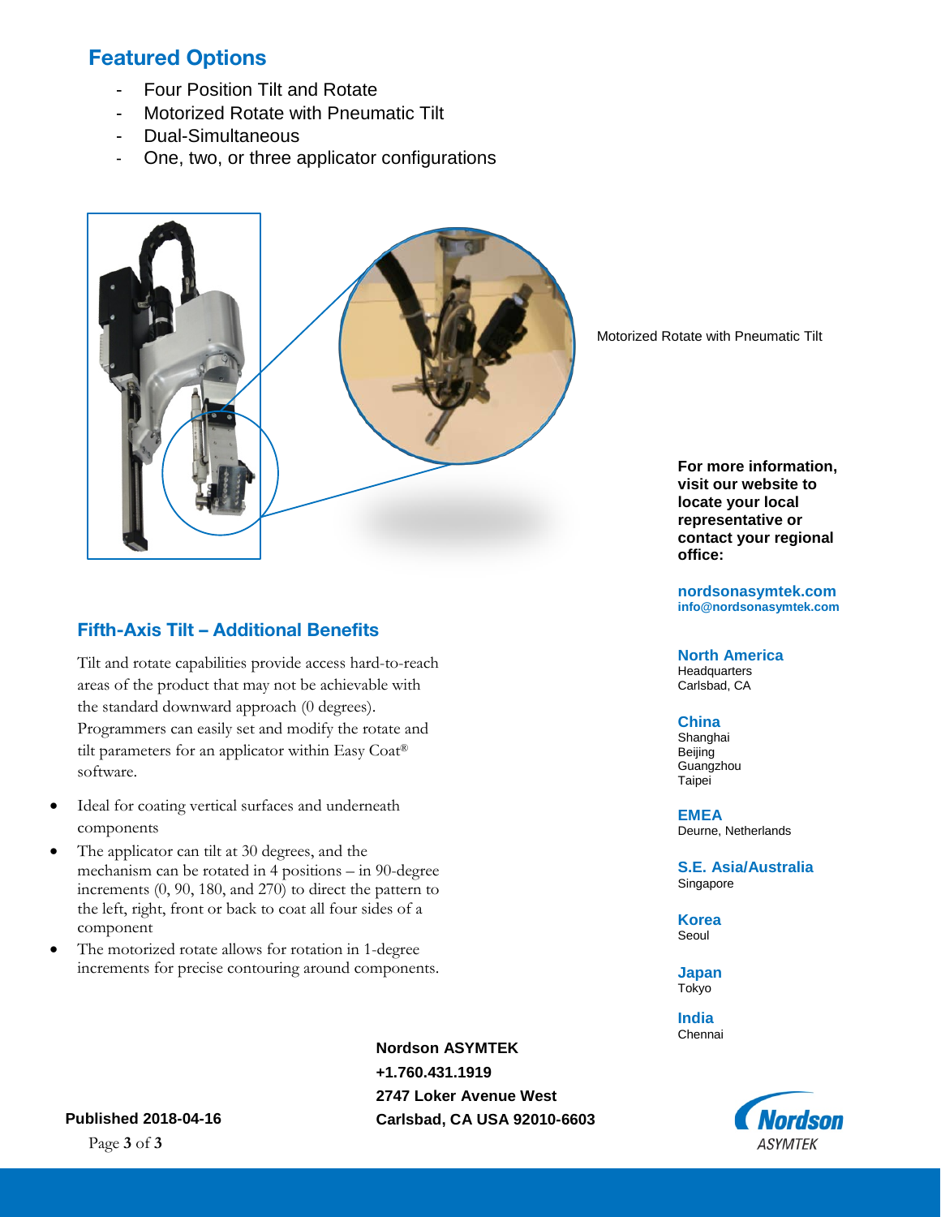## Featured Options

- Four Position Tilt and Rotate
- Motorized Rotate with Pneumatic Tilt
- Dual-Simultaneous
- One, two, or three applicator configurations

Motorized Rotate with Pneumatic Tilt

## Fifth-Axis Tilt – Additional Benefits

Tilt and rotate capabilities provide access hard-to-reach areas of the product that may not be achievable with the standard downward approach (0 degrees). Programmers can easily set and modify the rotate and tilt parameters for an applicator within Easy Coat® software.

- Ideal for coating vertical surfaces and underneath components
- The applicator can tilt at 30 degrees, and the mechanism can be rotated in 4 positions – in 90-degree increments (0, 90, 180, and 270) to direct the pattern to the left, right, front or back to coat all four sides of a component
- The motorized rotate allows for rotation in 1-degree increments for precise contouring around components.

**For more information, visit our website to locate your local representative or contact your regional office:**

**nordsonasymtek.com**
**info@nordsonasymtek.com**

**North America**
Headquarters
Carlsbad, CA

**China**
Shanghai
Beijing
Guangzhou
Taipei

**EMEA**
Deurne, Netherlands

**S.E. Asia/Australia**
Singapore

**Korea**
Seoul

**Japan**
Tokyo

**India**
Chennai

**Nordson ASYMTEK**
**+1.760.431.1919**
**2747 Loker Avenue West**
**Carlsbad, CA USA 92010-6603**

**Published 2018-04-16**